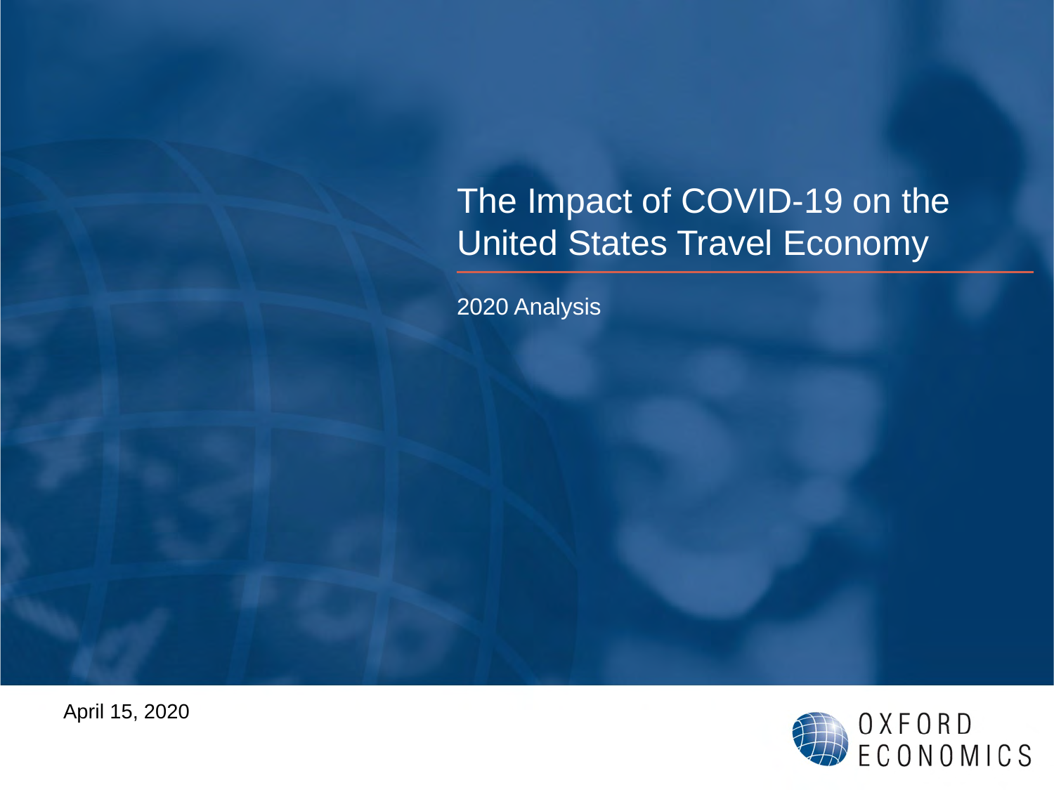# The Impact of COVID-19 on the United States Travel Economy

2020 Analysis

April 15, 2020

OXFORD ECONOMICS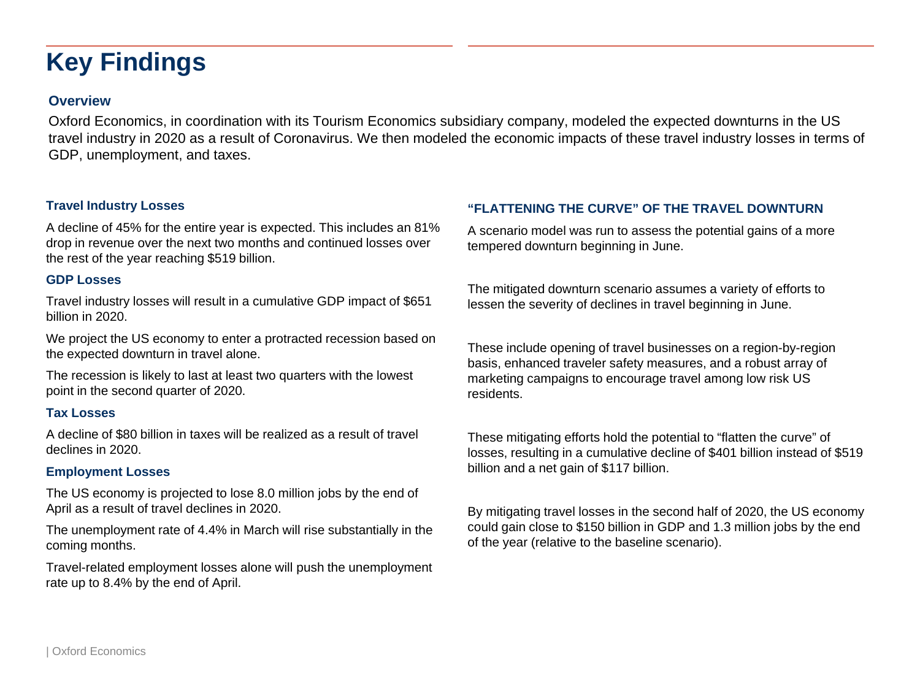# Key Findings

### Overview

Oxford Economics, in coordination with its Tourism Economics subsidiary company, modeled the expected downturns in the US travel industry in 2020 as a result of Coronavirus. We then modeled the economic impacts of these travel industry losses in terms of GDP, unemployment, and taxes.

### Travel Industry Losses

A decline of 45% for the entire year is expected. This includes an 81% drop in revenue over the next two months and continued losses over the rest of the year reaching $519 billion.

### GDP Losses

Travel industry losses will result in a cumulative GDP impact of $651 billion in 2020.

We project the US economy to enter a protracted recession based on the expected downturn in travel alone.

The recession is likely to last at least two quarters with the lowest point in the second quarter of 2020.

### Tax Losses

A decline of $80 billion in taxes will be realized as a result of travel declines in 2020.

### Employment Losses

The US economy is projected to lose 8.0 million jobs by the end of April as a result of travel declines in 2020.

The unemployment rate of 4.4% in March will rise substantially in the coming months.

Travel-related employment losses alone will push the unemployment rate up to 8.4% by the end of April.

### "FLATTENING THE CURVE" OF THE TRAVEL DOWNTURN

A scenario model was run to assess the potential gains of a more tempered downturn beginning in June.

The mitigated downturn scenario assumes a variety of efforts to lessen the severity of declines in travel beginning in June.

These include opening of travel businesses on a region-by-region basis, enhanced traveler safety measures, and a robust array of marketing campaigns to encourage travel among low risk US residents.

These mitigating efforts hold the potential to "flatten the curve" of losses, resulting in a cumulative decline of $401 billion instead of $519 billion and a net gain of $117 billion.

By mitigating travel losses in the second half of 2020, the US economy could gain close to $150 billion in GDP and 1.3 million jobs by the end of the year (relative to the baseline scenario).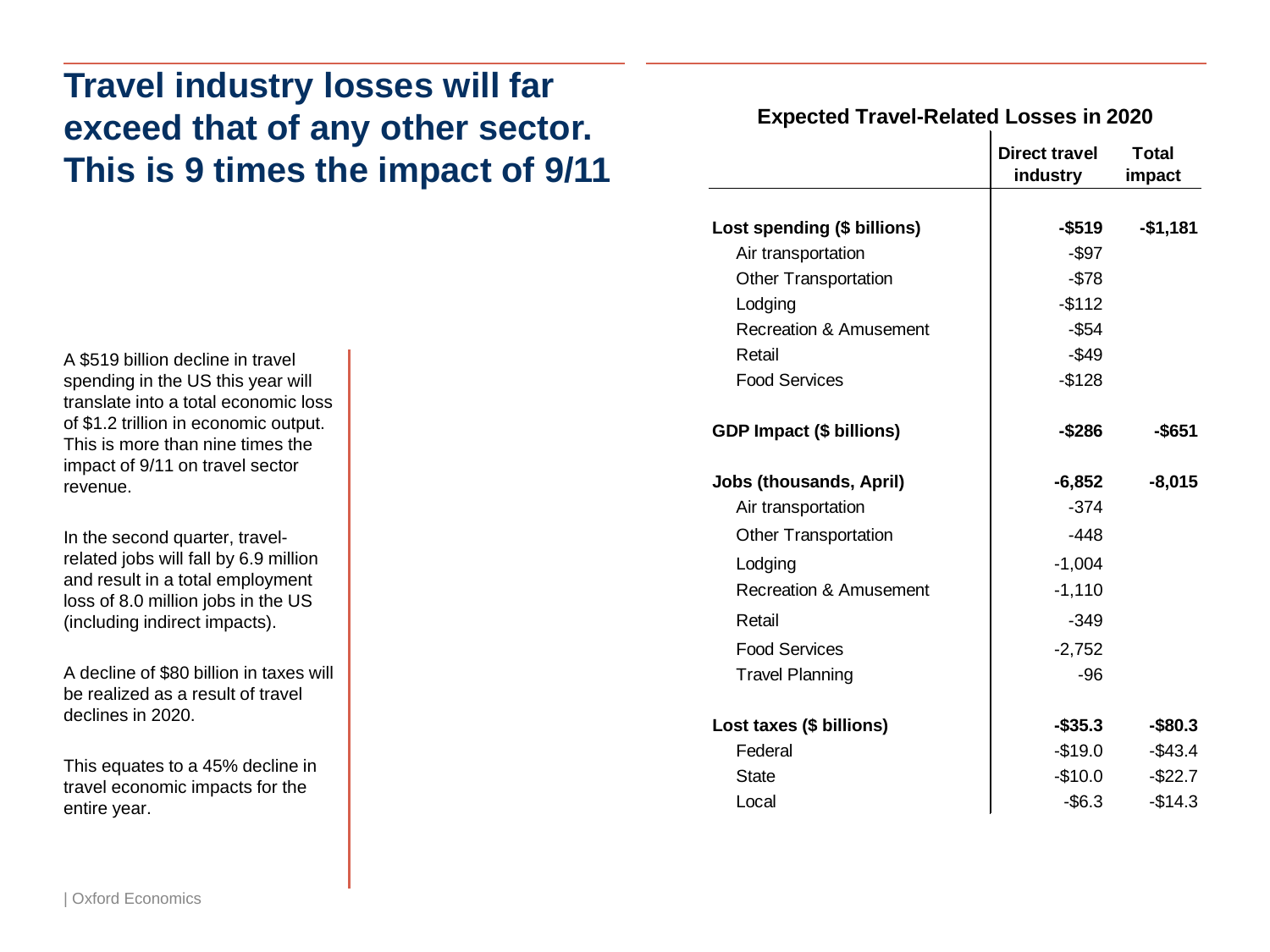# Travel industry losses will far exceed that of any other sector. This is 9 times the impact of 9/11

A $519 billion decline in travel spending in the US this year will translate into a total economic loss of $1.2 trillion in economic output. This is more than nine times the impact of 9/11 on travel sector revenue.

In the second quarter, travel-related jobs will fall by 6.9 million and result in a total employment loss of 8.0 million jobs in the US (including indirect impacts).

A decline of $80 billion in taxes will be realized as a result of travel declines in 2020.

This equates to a 45% decline in travel economic impacts for the entire year.

**Expected Travel-Related Losses in 2020**

| | Direct travel industry | Total impact |
|---|---|---|
| **Lost spending ($ billions)** | **-$519** | **-$1,181** |
| Air transportation | -$97 | |
| Other Transportation | -$78 | |
| Lodging | -$112 | |
| Recreation & Amusement | -$54 | |
| Retail | -$49 | |
| Food Services | -$128 | |
| **GDP Impact ($ billions)** | **-$286** | **-$651** |
| **Jobs (thousands, April)** | **-6,852** | **-8,015** |
| Air transportation | -374 | |
| Other Transportation | -448 | |
| Lodging | -1,004 | |
| Recreation & Amusement | -1,110 | |
| Retail | -349 | |
| Food Services | -2,752 | |
| Travel Planning | -96 | |
| **Lost taxes ($ billions)** | **-$35.3** | **-$80.3** |
| Federal | -$19.0 | -$43.4 |
| State | -$10.0 | -$22.7 |
| Local | -$6.3 | -$14.3 |

| Oxford Economics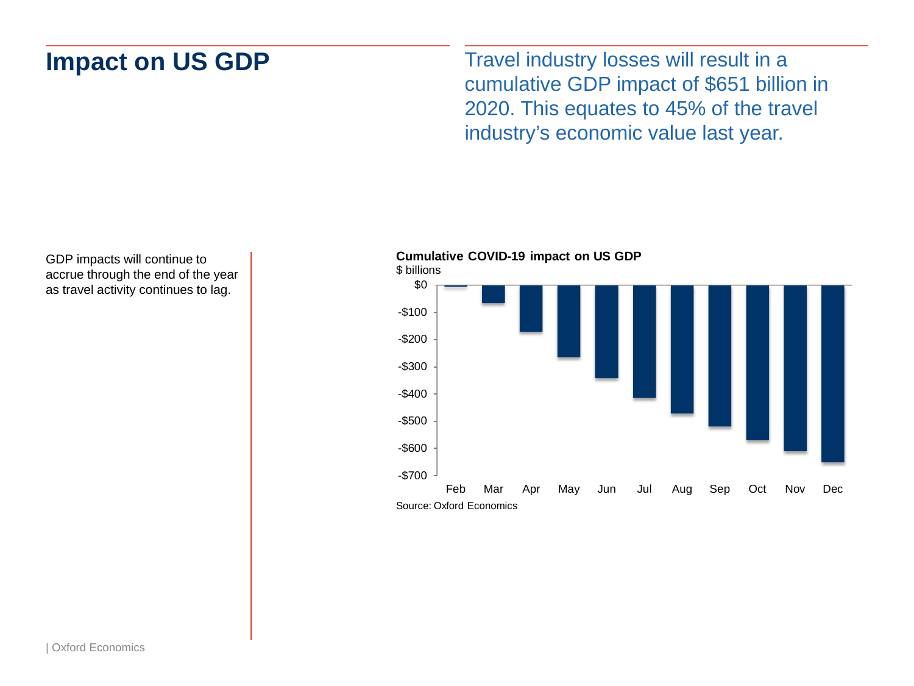# Impact on US GDP

Travel industry losses will result in a cumulative GDP impact of $651 billion in 2020. This equates to 45% of the travel industry's economic value last year.

GDP impacts will continue to accrue through the end of the year as travel activity continues to lag.

**Cumulative COVID-19 impact on US GDP**

$ billions

| Month | Cumulative impact ($ billions, approx.) |
|---|---|
| Feb | -5 |
| Mar | -67 |
| Apr | -173 |
| May | -267 |
| Jun | -343 |
| Jul | -417 |
| Aug | -475 |
| Sep | -521 |
| Oct | -573 |
| Nov | -612 |
| Dec | -651 |

Source: Oxford Economics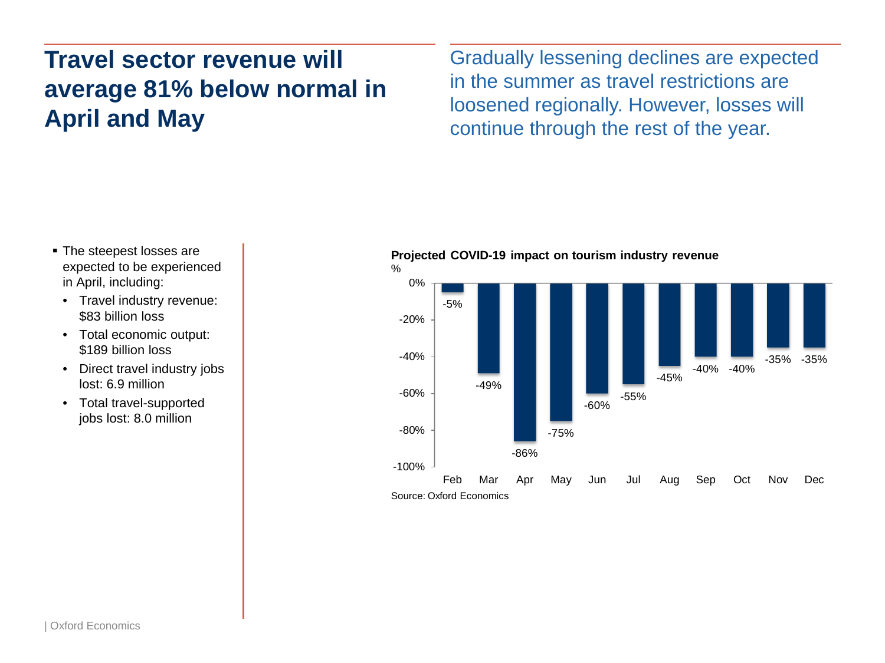# Travel sector revenue will average 81% below normal in April and May

Gradually lessening declines are expected in the summer as travel restrictions are loosened regionally. However, losses will continue through the rest of the year.

- The steepest losses are expected to be experienced in April, including:
  - Travel industry revenue: $83 billion loss
  - Total economic output: $189 billion loss
  - Direct travel industry jobs lost: 6.9 million
  - Total travel-supported jobs lost: 8.0 million

**Projected COVID-19 impact on tourism industry revenue**

%

| Month | % |
|---|---|
| Feb | -5% |
| Mar | -49% |
| Apr | -86% |
| May | -75% |
| Jun | -60% |
| Jul | -55% |
| Aug | -45% |
| Sep | -40% |
| Oct | -40% |
| Nov | -35% |
| Dec | -35% |

Source: Oxford Economics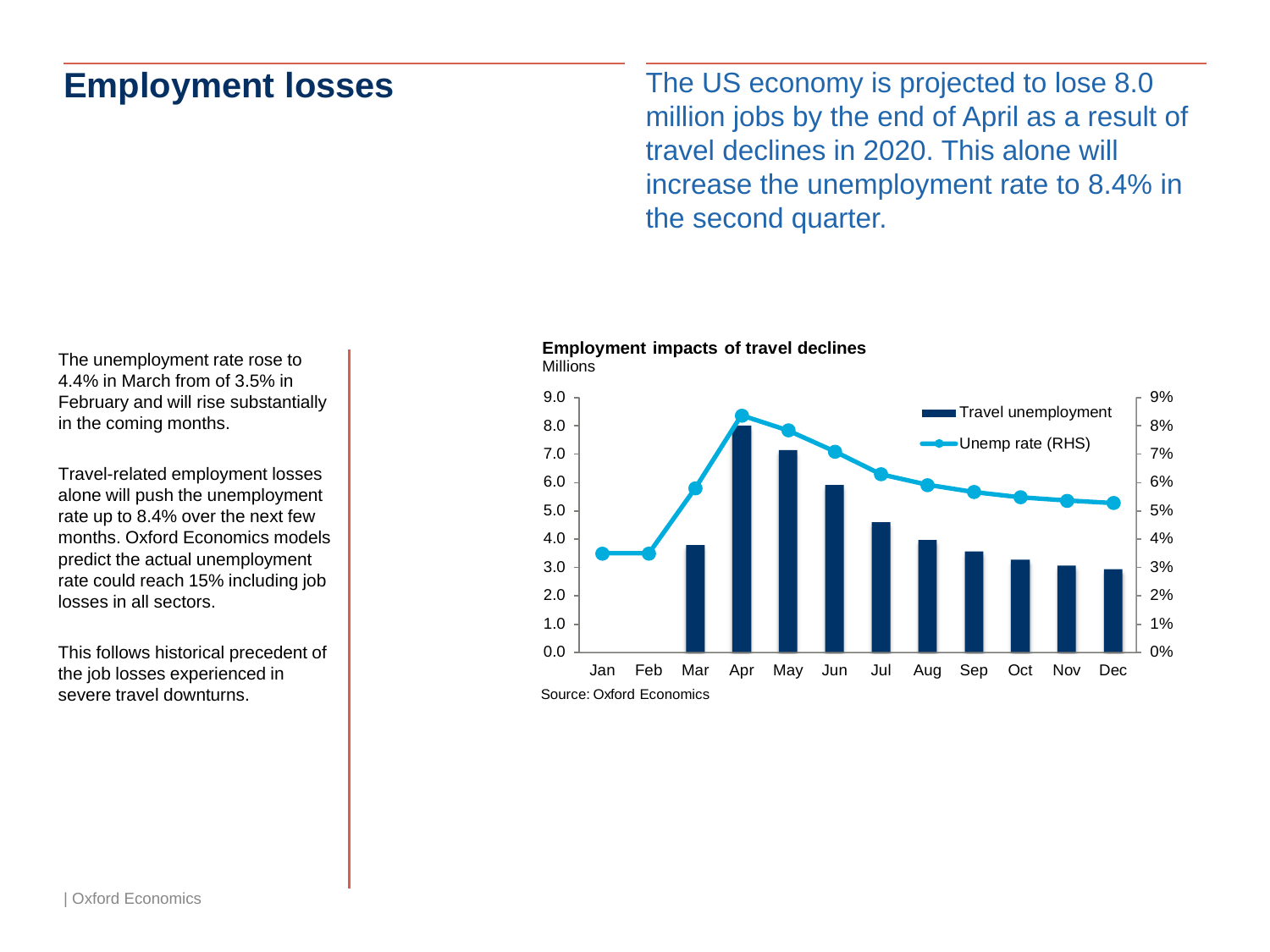# Employment losses

The US economy is projected to lose 8.0 million jobs by the end of April as a result of travel declines in 2020. This alone will increase the unemployment rate to 8.4% in the second quarter.

The unemployment rate rose to 4.4% in March from of 3.5% in February and will rise substantially in the coming months.

Travel-related employment losses alone will push the unemployment rate up to 8.4% over the next few months. Oxford Economics models predict the actual unemployment rate could reach 15% including job losses in all sectors.

This follows historical precedent of the job losses experienced in severe travel downturns.

**Employment impacts of travel declines**
Millions

| Month | Travel unemployment | Unemp rate (RHS) |
| --- | --- | --- |
| Jan | | 3.5% |
| Feb | | 3.5% |
| Mar | 3.8 | 5.8% |
| Apr | 8.0 | 8.4% |
| May | 7.1 | 7.8% |
| Jun | 5.9 | 7.1% |
| Jul | 4.6 | 6.3% |
| Aug | 4.0 | 5.9% |
| Sep | 3.6 | 5.7% |
| Oct | 3.3 | 5.5% |
| Nov | 3.1 | 5.4% |
| Dec | 2.9 | 5.3% |

Source: Oxford Economics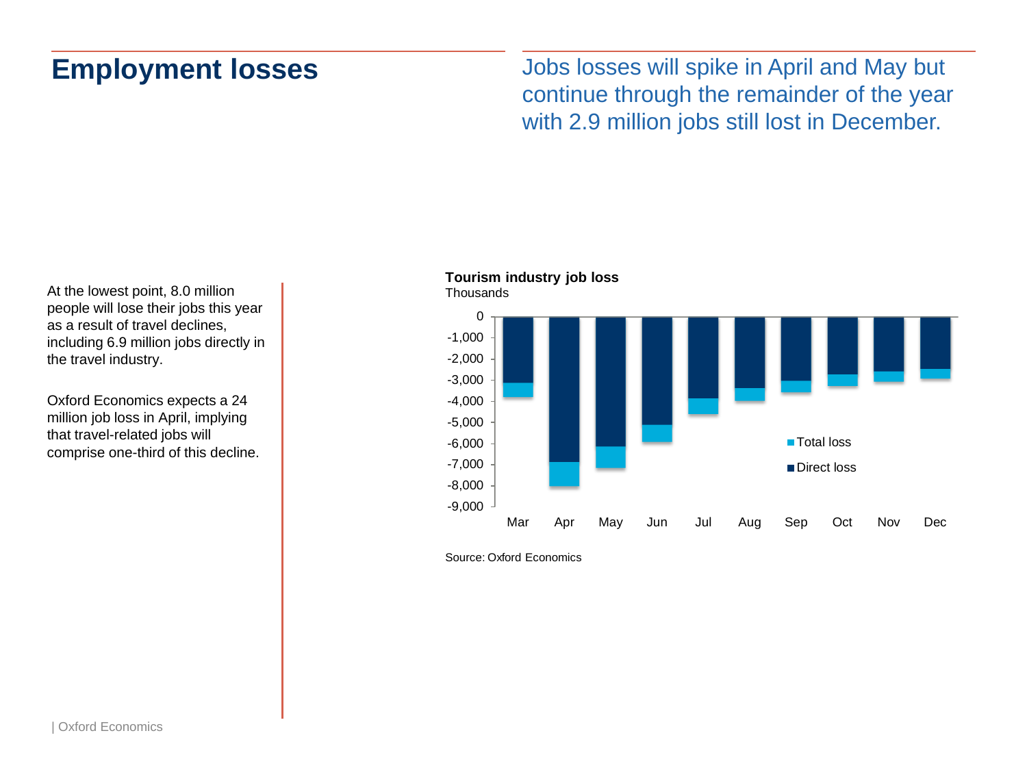# Employment losses

Jobs losses will spike in April and May but continue through the remainder of the year with 2.9 million jobs still lost in December.

At the lowest point, 8.0 million people will lose their jobs this year as a result of travel declines, including 6.9 million jobs directly in the travel industry.

Oxford Economics expects a 24 million job loss in April, implying that travel-related jobs will comprise one-third of this decline.

**Tourism industry job loss**
Thousands

Source: Oxford Economics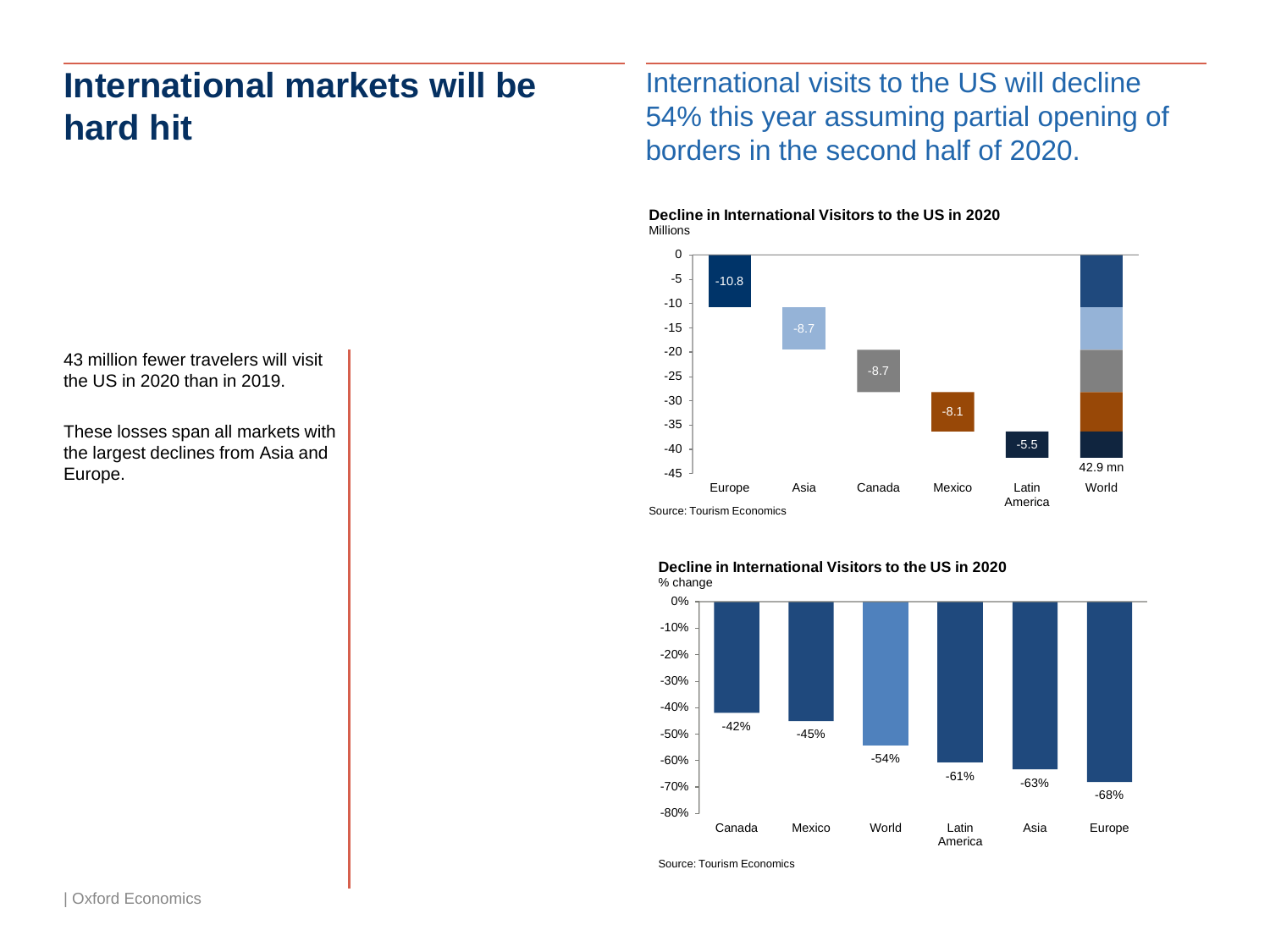# International markets will be hard hit

## International visits to the US will decline 54% this year assuming partial opening of borders in the second half of 2020.

43 million fewer travelers will visit the US in 2020 than in 2019.

These losses span all markets with the largest declines from Asia and Europe.

**Decline in International Visitors to the US in 2020**
Millions

| Market | Decline (millions) |
|---|---|
| Europe | -10.8 |
| Asia | -8.7 |
| Canada | -8.7 |
| Mexico | -8.1 |
| Latin America | -5.5 |
| World | 42.9 mn |

Source: Tourism Economics

**Decline in International Visitors to the US in 2020**
% change

| Market | % change |
|---|---|
| Canada | -42% |
| Mexico | -45% |
| World | -54% |
| Latin America | -61% |
| Asia | -63% |
| Europe | -68% |

Source: Tourism Economics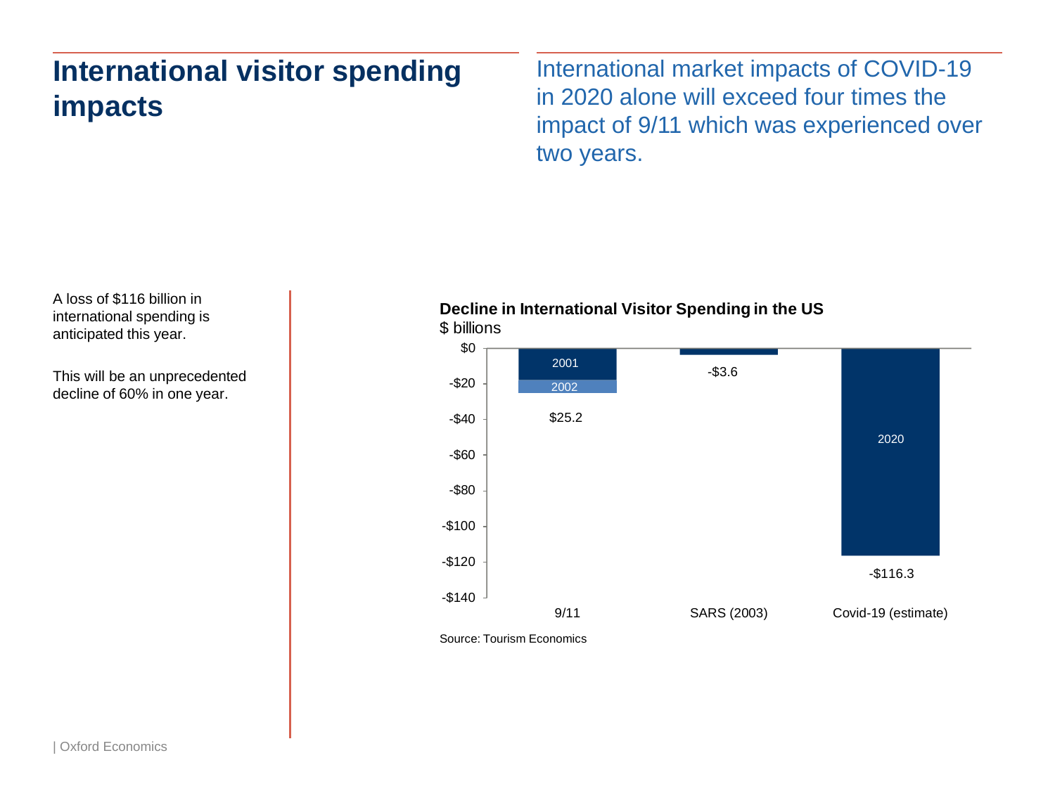# International visitor spending impacts

International market impacts of COVID-19 in 2020 alone will exceed four times the impact of 9/11 which was experienced over two years.

A loss of $116 billion in international spending is anticipated this year.

This will be an unprecedented decline of 60% in one year.

**Decline in International Visitor Spending in the US**

$ billions

| Event | Period | Decline ($ billions) |
|---|---|---|
| 9/11 | 2001, 2002 | $25.2 |
| SARS (2003) | | -$3.6 |
| Covid-19 (estimate) | 2020 | -$116.3 |

Source: Tourism Economics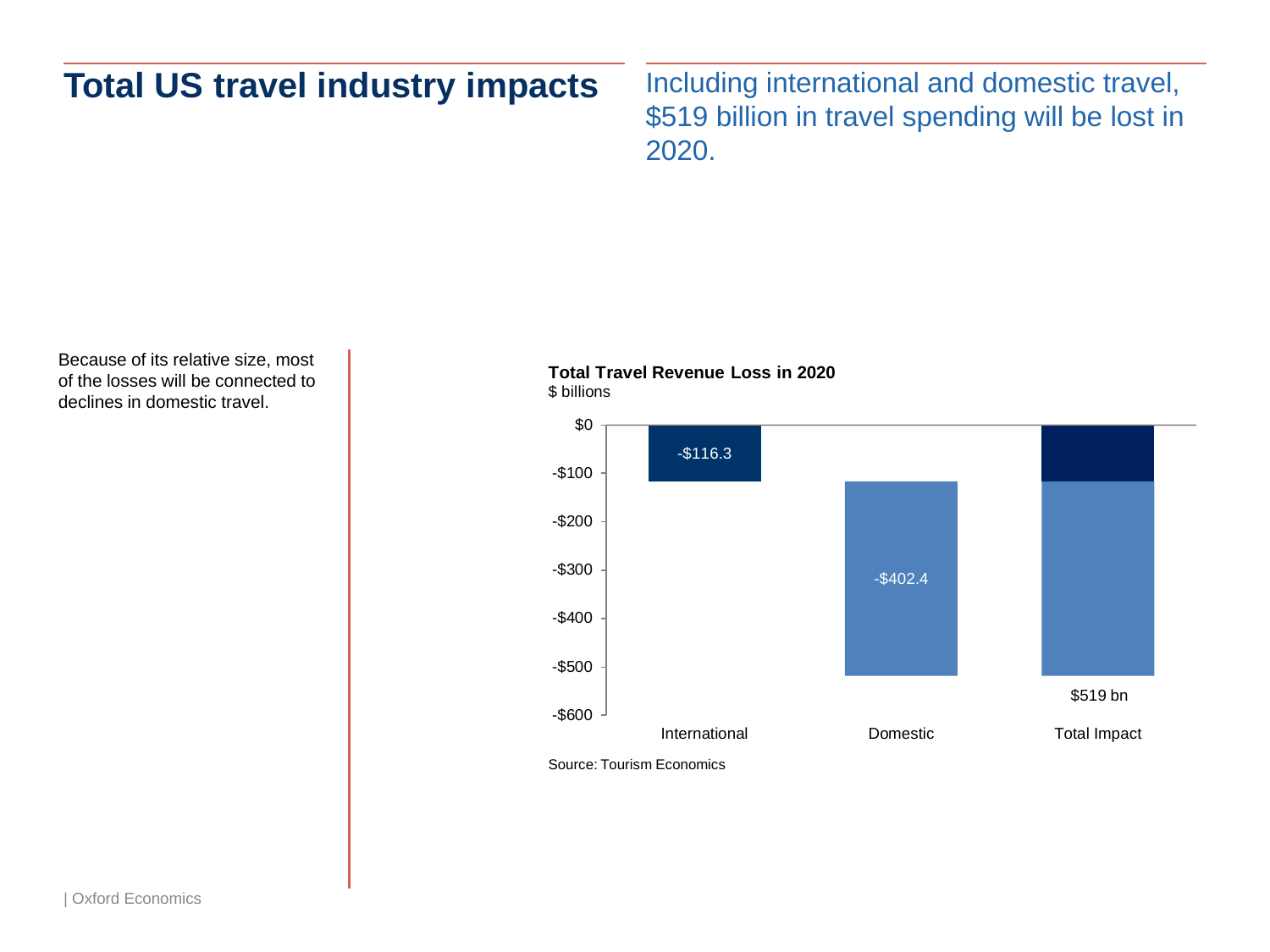# Total US travel industry impacts

Including international and domestic travel, $519 billion in travel spending will be lost in 2020.

Because of its relative size, most of the losses will be connected to declines in domestic travel.

**Total Travel Revenue Loss in 2020**

$ billions

| | International | Domestic | Total Impact |
|---|---|---|---|
| Loss | -$116.3 | -$402.4 | $519 bn |

Source: Tourism Economics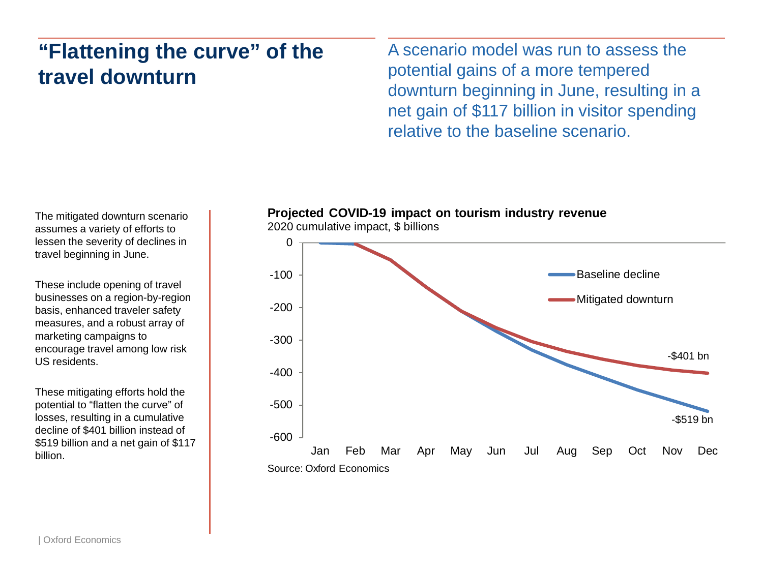# "Flattening the curve" of the travel downturn

A scenario model was run to assess the potential gains of a more tempered downturn beginning in June, resulting in a net gain of $117 billion in visitor spending relative to the baseline scenario.

The mitigated downturn scenario assumes a variety of efforts to lessen the severity of declines in travel beginning in June.

These include opening of travel businesses on a region-by-region basis, enhanced traveler safety measures, and a robust array of marketing campaigns to encourage travel among low risk US residents.

These mitigating efforts hold the potential to "flatten the curve" of losses, resulting in a cumulative decline of $401 billion instead of $519 billion and a net gain of $117 billion.

**Projected COVID-19 impact on tourism industry revenue**

2020 cumulative impact, $ billions

Baseline decline: -$519 bn

Mitigated downturn: -$401 bn

Source: Oxford Economics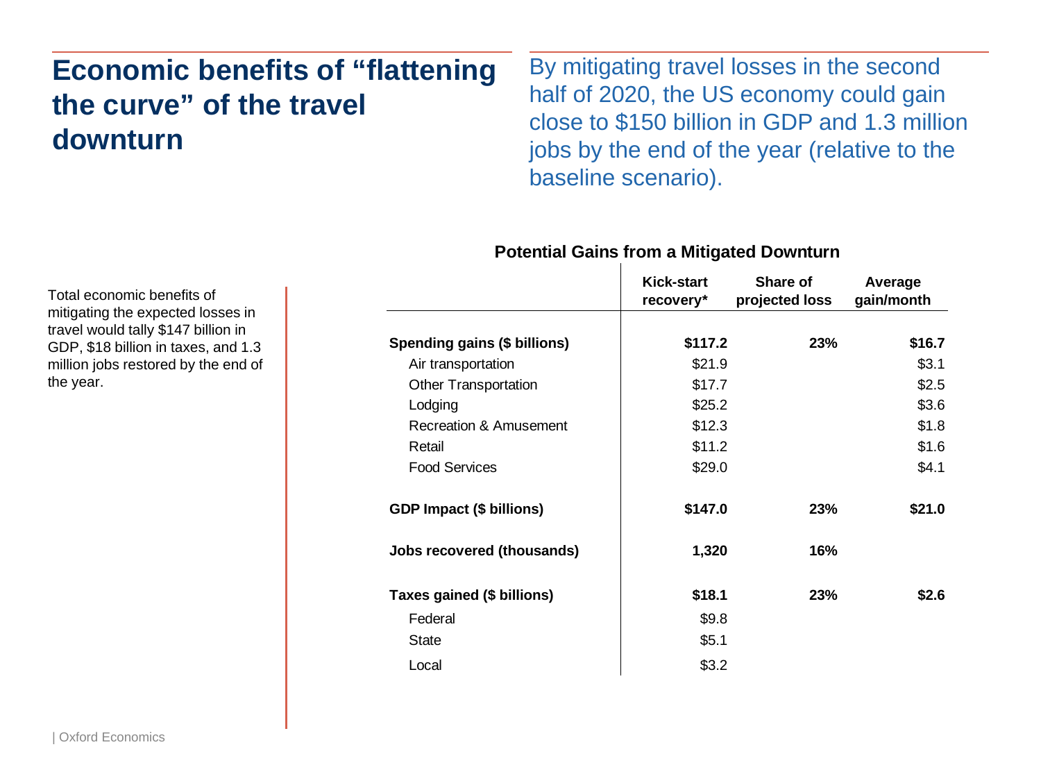# Economic benefits of "flattening the curve" of the travel downturn

By mitigating travel losses in the second half of 2020, the US economy could gain close to $150 billion in GDP and 1.3 million jobs by the end of the year (relative to the baseline scenario).

Total economic benefits of mitigating the expected losses in travel would tally $147 billion in GDP, $18 billion in taxes, and 1.3 million jobs restored by the end of the year.

**Potential Gains from a Mitigated Downturn**

| | Kick-start recovery* | Share of projected loss | Average gain/month |
|---|---|---|---|
| **Spending gains ($ billions)** | **$117.2** | **23%** | **$16.7** |
| Air transportation | $21.9 | | $3.1 |
| Other Transportation | $17.7 | | $2.5 |
| Lodging | $25.2 | | $3.6 |
| Recreation & Amusement | $12.3 | | $1.8 |
| Retail | $11.2 | | $1.6 |
| Food Services | $29.0 | | $4.1 |
| **GDP Impact ($ billions)** | **$147.0** | **23%** | **$21.0** |
| **Jobs recovered (thousands)** | **1,320** | **16%** | |
| **Taxes gained ($ billions)** | **$18.1** | **23%** | **$2.6** |
| Federal | $9.8 | | |
| State | $5.1 | | |
| Local | $3.2 | | |

| Oxford Economics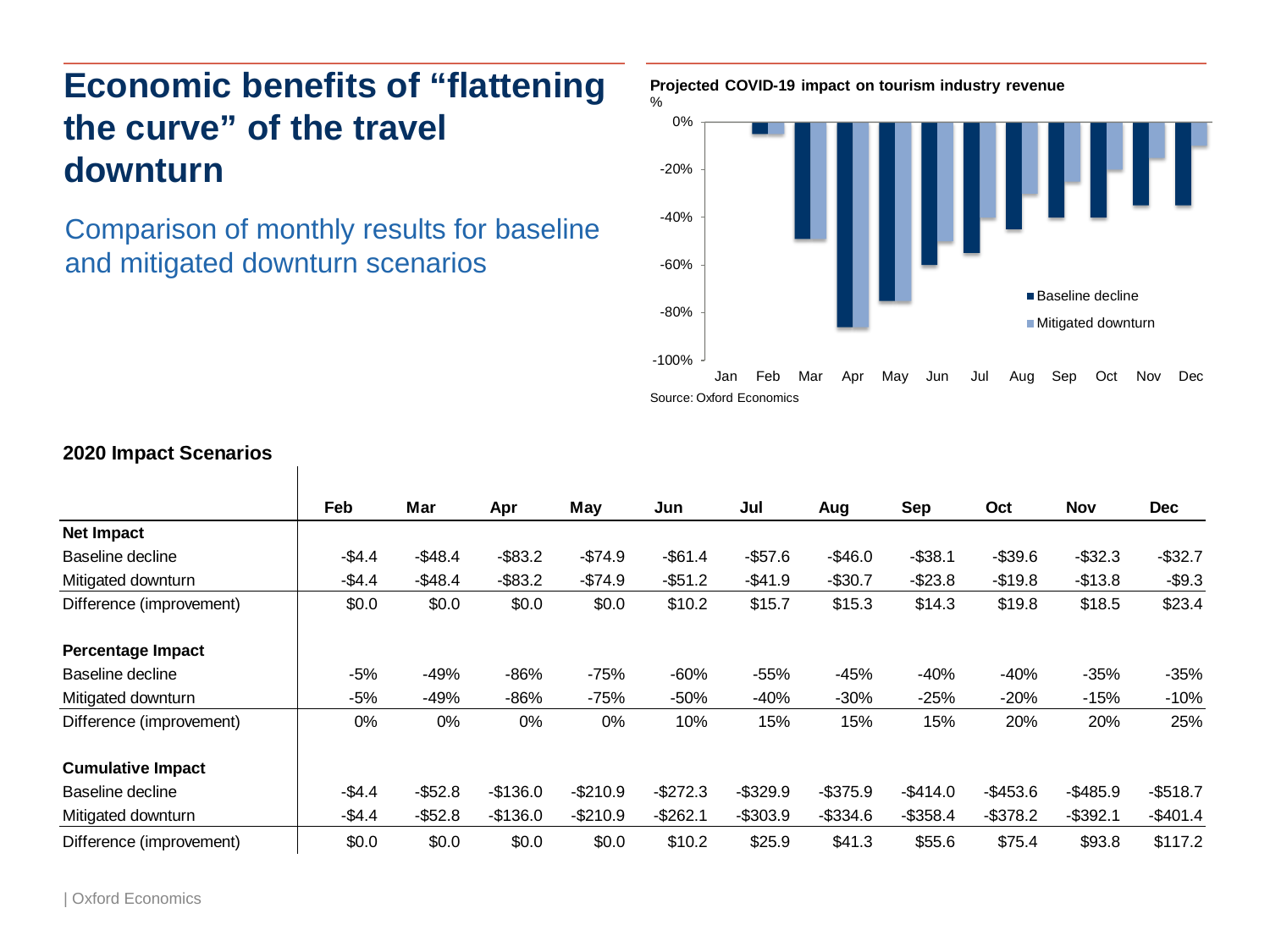# Economic benefits of "flattening the curve" of the travel downturn

## Comparison of monthly results for baseline and mitigated downturn scenarios

**Projected COVID-19 impact on tourism industry revenue**

%

| Month | Baseline decline | Mitigated downturn |
|---|---|---|
| Jan | | |
| Feb | -5% | -5% |
| Mar | -49% | -49% |
| Apr | -86% | -86% |
| May | -75% | -75% |
| Jun | -60% | -50% |
| Jul | -55% | -40% |
| Aug | -45% | -30% |
| Sep | -40% | -25% |
| Oct | -40% | -20% |
| Nov | -35% | -15% |
| Dec | -35% | -10% |

Source: Oxford Economics

### 2020 Impact Scenarios

| | Feb | Mar | Apr | May | Jun | Jul | Aug | Sep | Oct | Nov | Dec |
|---|---|---|---|---|---|---|---|---|---|---|---|
| **Net Impact** | | | | | | | | | | | |
| Baseline decline | -$4.4 | -$48.4 | -$83.2 | -$74.9 | -$61.4 | -$57.6 | -$46.0 | -$38.1 | -$39.6 | -$32.3 | -$32.7 |
| Mitigated downturn | -$4.4 | -$48.4 | -$83.2 | -$74.9 | -$51.2 | -$41.9 | -$30.7 | -$23.8 | -$19.8 | -$13.8 | -$9.3 |
| Difference (improvement) | $0.0 | $0.0 | $0.0 | $0.0 | $10.2 | $15.7 | $15.3 | $14.3 | $19.8 | $18.5 | $23.4 |
| **Percentage Impact** | | | | | | | | | | | |
| Baseline decline | -5% | -49% | -86% | -75% | -60% | -55% | -45% | -40% | -40% | -35% | -35% |
| Mitigated downturn | -5% | -49% | -86% | -75% | -50% | -40% | -30% | -25% | -20% | -15% | -10% |
| Difference (improvement) | 0% | 0% | 0% | 0% | 10% | 15% | 15% | 15% | 20% | 20% | 25% |
| **Cumulative Impact** | | | | | | | | | | | |
| Baseline decline | -$4.4 | -$52.8 | -$136.0 | -$210.9 | -$272.3 | -$329.9 | -$375.9 | -$414.0 | -$453.6 | -$485.9 | -$518.7 |
| Mitigated downturn | -$4.4 | -$52.8 | -$136.0 | -$210.9 | -$262.1 | -$303.9 | -$334.6 | -$358.4 | -$378.2 | -$392.1 | -$401.4 |
| Difference (improvement) | $0.0 | $0.0 | $0.0 | $0.0 | $10.2 | $25.9 | $41.3 | $55.6 | $75.4 | $93.8 | $117.2 |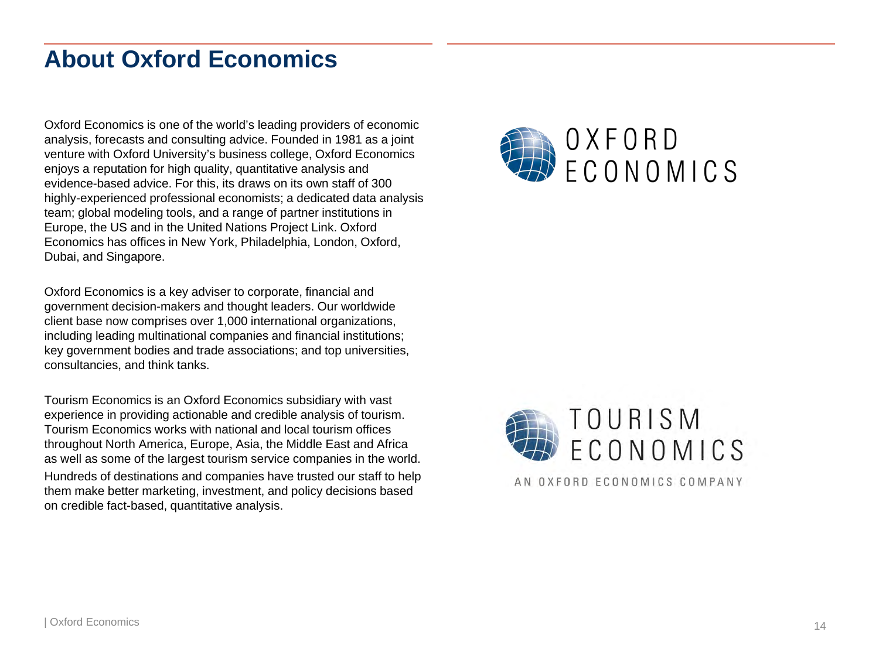# About Oxford Economics

Oxford Economics is one of the world's leading providers of economic analysis, forecasts and consulting advice. Founded in 1981 as a joint venture with Oxford University's business college, Oxford Economics enjoys a reputation for high quality, quantitative analysis and evidence-based advice. For this, its draws on its own staff of 300 highly-experienced professional economists; a dedicated data analysis team; global modeling tools, and a range of partner institutions in Europe, the US and in the United Nations Project Link. Oxford Economics has offices in New York, Philadelphia, London, Oxford, Dubai, and Singapore.

Oxford Economics is a key adviser to corporate, financial and government decision-makers and thought leaders. Our worldwide client base now comprises over 1,000 international organizations, including leading multinational companies and financial institutions; key government bodies and trade associations; and top universities, consultancies, and think tanks.

Tourism Economics is an Oxford Economics subsidiary with vast experience in providing actionable and credible analysis of tourism. Tourism Economics works with national and local tourism offices throughout North America, Europe, Asia, the Middle East and Africa as well as some of the largest tourism service companies in the world. Hundreds of destinations and companies have trusted our staff to help them make better marketing, investment, and policy decisions based on credible fact-based, quantitative analysis.

OXFORD ECONOMICS

TOURISM ECONOMICS

AN OXFORD ECONOMICS COMPANY